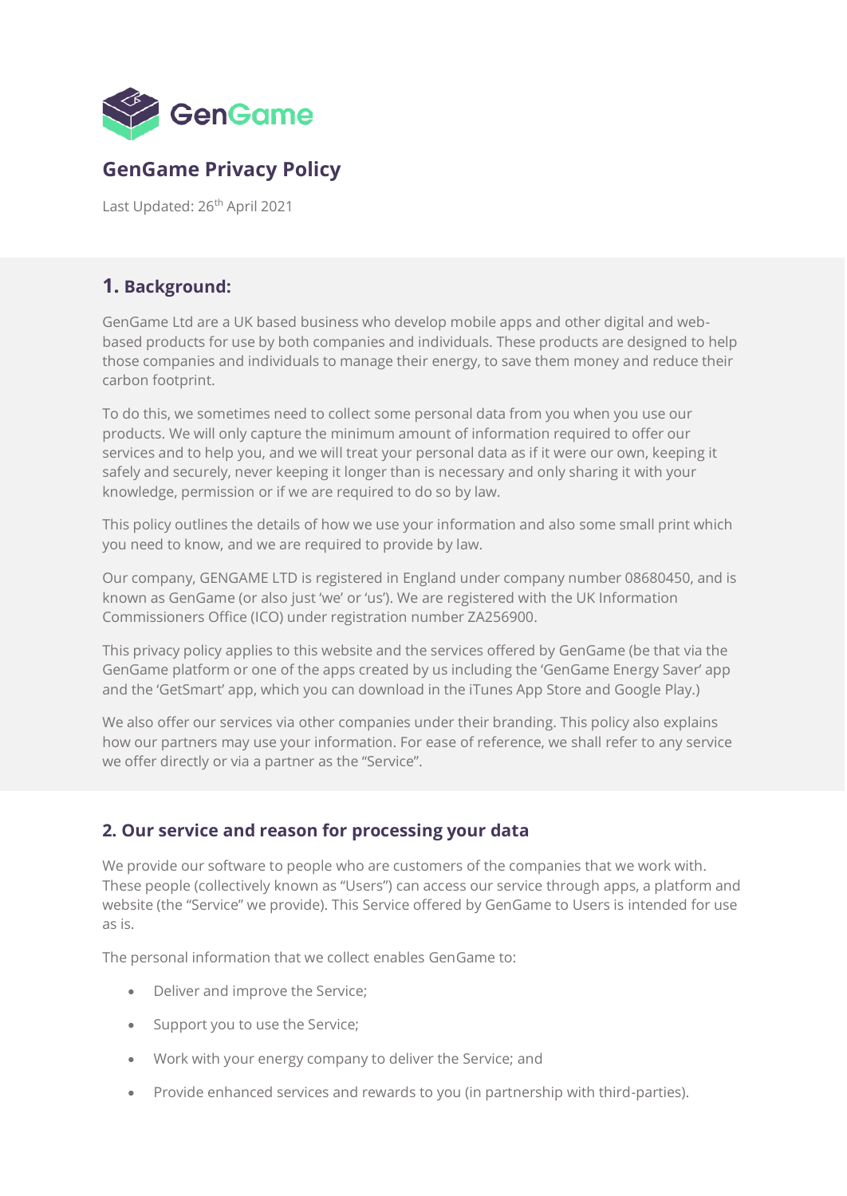GenGame

# GenGame Privacy Policy

Last Updated: 26th April 2021

## 1. Background:

GenGame Ltd are a UK based business who develop mobile apps and other digital and web-based products for use by both companies and individuals. These products are designed to help those companies and individuals to manage their energy, to save them money and reduce their carbon footprint.

To do this, we sometimes need to collect some personal data from you when you use our products. We will only capture the minimum amount of information required to offer our services and to help you, and we will treat your personal data as if it were our own, keeping it safely and securely, never keeping it longer than is necessary and only sharing it with your knowledge, permission or if we are required to do so by law.

This policy outlines the details of how we use your information and also some small print which you need to know, and we are required to provide by law.

Our company, GENGAME LTD is registered in England under company number 08680450, and is known as GenGame (or also just 'we' or 'us'). We are registered with the UK Information Commissioners Office (ICO) under registration number ZA256900.

This privacy policy applies to this website and the services offered by GenGame (be that via the GenGame platform or one of the apps created by us including the 'GenGame Energy Saver' app and the 'GetSmart' app, which you can download in the iTunes App Store and Google Play.)

We also offer our services via other companies under their branding. This policy also explains how our partners may use your information. For ease of reference, we shall refer to any service we offer directly or via a partner as the "Service".

## 2. Our service and reason for processing your data

We provide our software to people who are customers of the companies that we work with. These people (collectively known as "Users") can access our service through apps, a platform and website (the "Service" we provide). This Service offered by GenGame to Users is intended for use as is.

The personal information that we collect enables GenGame to:

- Deliver and improve the Service;
- Support you to use the Service;
- Work with your energy company to deliver the Service; and
- Provide enhanced services and rewards to you (in partnership with third-parties).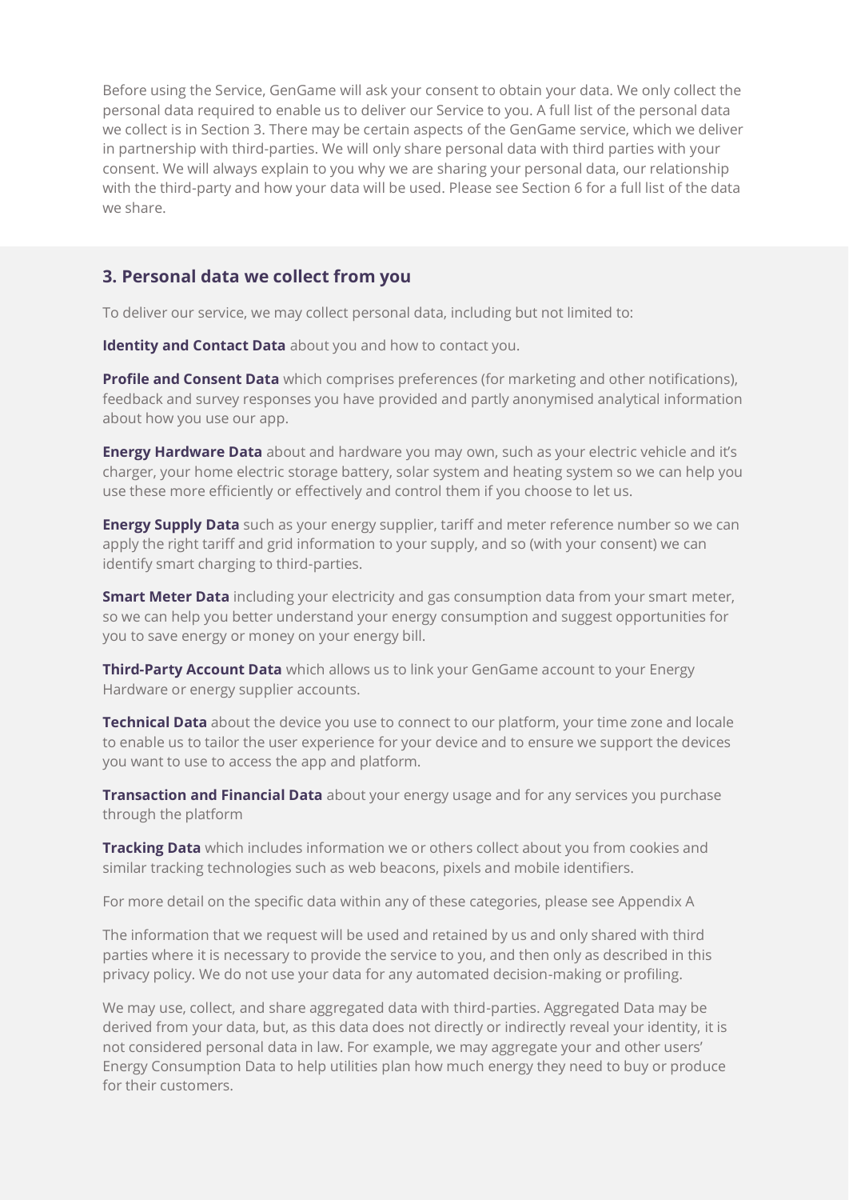Before using the Service, GenGame will ask your consent to obtain your data. We only collect the personal data required to enable us to deliver our Service to you. A full list of the personal data we collect is in Section 3. There may be certain aspects of the GenGame service, which we deliver in partnership with third-parties. We will only share personal data with third parties with your consent. We will always explain to you why we are sharing your personal data, our relationship with the third-party and how your data will be used. Please see Section 6 for a full list of the data we share.

## 3. Personal data we collect from you

To deliver our service, we may collect personal data, including but not limited to:

**Identity and Contact Data** about you and how to contact you.

**Profile and Consent Data** which comprises preferences (for marketing and other notifications), feedback and survey responses you have provided and partly anonymised analytical information about how you use our app.

**Energy Hardware Data** about and hardware you may own, such as your electric vehicle and it's charger, your home electric storage battery, solar system and heating system so we can help you use these more efficiently or effectively and control them if you choose to let us.

**Energy Supply Data** such as your energy supplier, tariff and meter reference number so we can apply the right tariff and grid information to your supply, and so (with your consent) we can identify smart charging to third-parties.

**Smart Meter Data** including your electricity and gas consumption data from your smart meter, so we can help you better understand your energy consumption and suggest opportunities for you to save energy or money on your energy bill.

**Third-Party Account Data** which allows us to link your GenGame account to your Energy Hardware or energy supplier accounts.

**Technical Data** about the device you use to connect to our platform, your time zone and locale to enable us to tailor the user experience for your device and to ensure we support the devices you want to use to access the app and platform.

**Transaction and Financial Data** about your energy usage and for any services you purchase through the platform

**Tracking Data** which includes information we or others collect about you from cookies and similar tracking technologies such as web beacons, pixels and mobile identifiers.

For more detail on the specific data within any of these categories, please see Appendix A

The information that we request will be used and retained by us and only shared with third parties where it is necessary to provide the service to you, and then only as described in this privacy policy. We do not use your data for any automated decision-making or profiling.

We may use, collect, and share aggregated data with third-parties. Aggregated Data may be derived from your data, but, as this data does not directly or indirectly reveal your identity, it is not considered personal data in law. For example, we may aggregate your and other users' Energy Consumption Data to help utilities plan how much energy they need to buy or produce for their customers.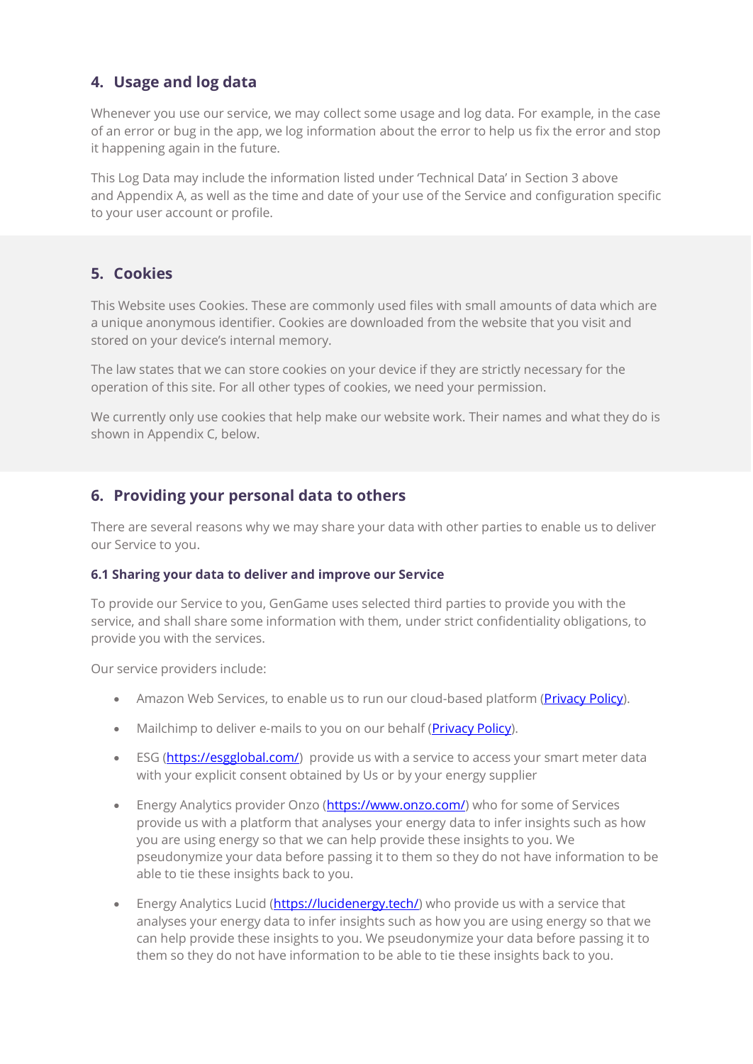## 4. Usage and log data

Whenever you use our service, we may collect some usage and log data. For example, in the case of an error or bug in the app, we log information about the error to help us fix the error and stop it happening again in the future.

This Log Data may include the information listed under 'Technical Data' in Section 3 above and Appendix A, as well as the time and date of your use of the Service and configuration specific to your user account or profile.

## 5. Cookies

This Website uses Cookies. These are commonly used files with small amounts of data which are a unique anonymous identifier. Cookies are downloaded from the website that you visit and stored on your device's internal memory.

The law states that we can store cookies on your device if they are strictly necessary for the operation of this site. For all other types of cookies, we need your permission.

We currently only use cookies that help make our website work. Their names and what they do is shown in Appendix C, below.

## 6. Providing your personal data to others

There are several reasons why we may share your data with other parties to enable us to deliver our Service to you.

### 6.1 Sharing your data to deliver and improve our Service

To provide our Service to you, GenGame uses selected third parties to provide you with the service, and shall share some information with them, under strict confidentiality obligations, to provide you with the services.

Our service providers include:

- Amazon Web Services, to enable us to run our cloud-based platform (Privacy Policy).
- Mailchimp to deliver e-mails to you on our behalf (Privacy Policy).
- ESG (https://esgglobal.com/) provide us with a service to access your smart meter data with your explicit consent obtained by Us or by your energy supplier
- Energy Analytics provider Onzo (https://www.onzo.com/) who for some of Services provide us with a platform that analyses your energy data to infer insights such as how you are using energy so that we can help provide these insights to you. We pseudonymize your data before passing it to them so they do not have information to be able to tie these insights back to you.
- Energy Analytics Lucid (https://lucidenergy.tech/) who provide us with a service that analyses your energy data to infer insights such as how you are using energy so that we can help provide these insights to you. We pseudonymize your data before passing it to them so they do not have information to be able to tie these insights back to you.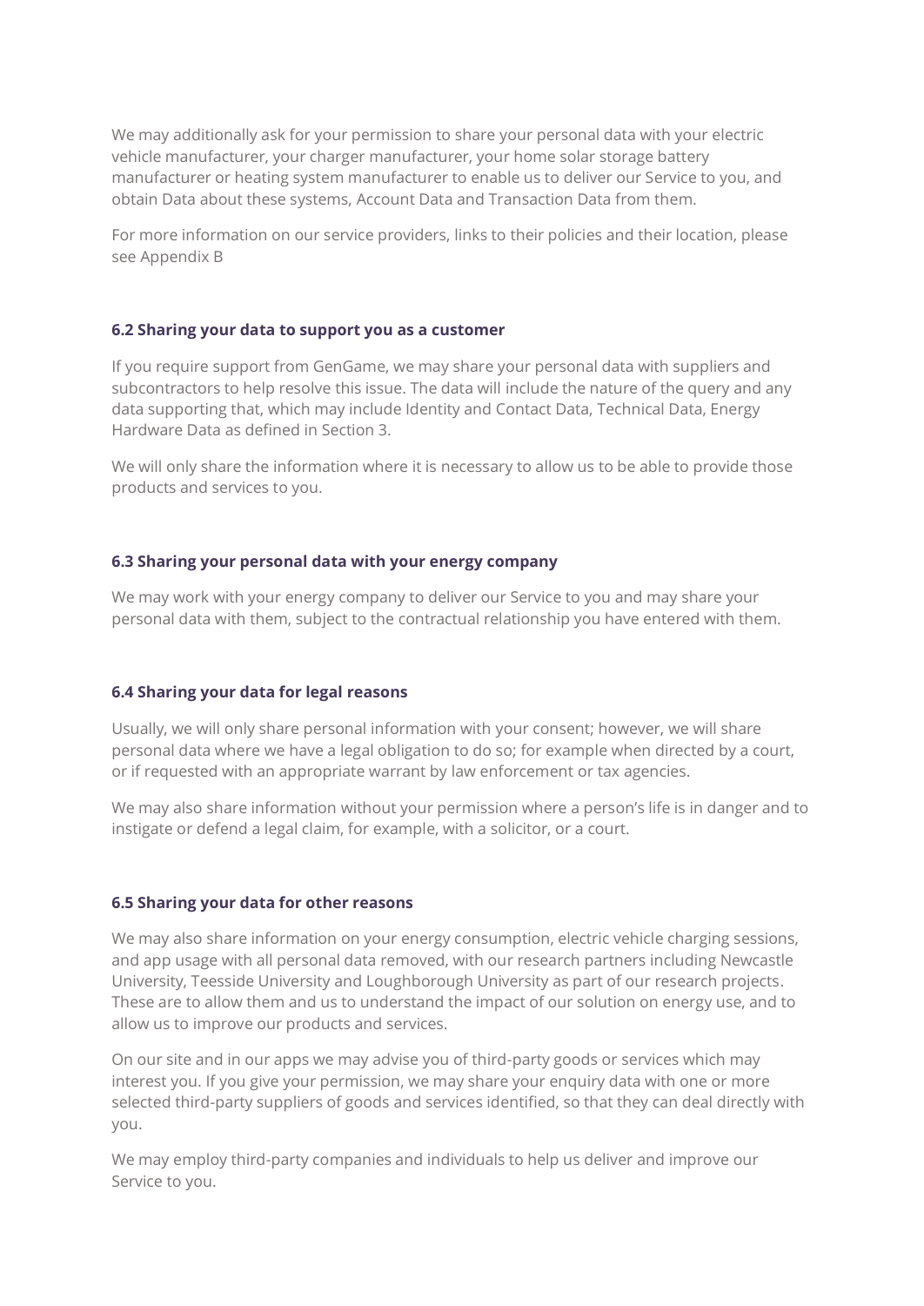We may additionally ask for your permission to share your personal data with your electric vehicle manufacturer, your charger manufacturer, your home solar storage battery manufacturer or heating system manufacturer to enable us to deliver our Service to you, and obtain Data about these systems, Account Data and Transaction Data from them.

For more information on our service providers, links to their policies and their location, please see Appendix B

### 6.2 Sharing your data to support you as a customer

If you require support from GenGame, we may share your personal data with suppliers and subcontractors to help resolve this issue. The data will include the nature of the query and any data supporting that, which may include Identity and Contact Data, Technical Data, Energy Hardware Data as defined in Section 3.

We will only share the information where it is necessary to allow us to be able to provide those products and services to you.

### 6.3 Sharing your personal data with your energy company

We may work with your energy company to deliver our Service to you and may share your personal data with them, subject to the contractual relationship you have entered with them.

### 6.4 Sharing your data for legal reasons

Usually, we will only share personal information with your consent; however, we will share personal data where we have a legal obligation to do so; for example when directed by a court, or if requested with an appropriate warrant by law enforcement or tax agencies.

We may also share information without your permission where a person's life is in danger and to instigate or defend a legal claim, for example, with a solicitor, or a court.

### 6.5 Sharing your data for other reasons

We may also share information on your energy consumption, electric vehicle charging sessions, and app usage with all personal data removed, with our research partners including Newcastle University, Teesside University and Loughborough University as part of our research projects. These are to allow them and us to understand the impact of our solution on energy use, and to allow us to improve our products and services.

On our site and in our apps we may advise you of third-party goods or services which may interest you. If you give your permission, we may share your enquiry data with one or more selected third-party suppliers of goods and services identified, so that they can deal directly with you.

We may employ third-party companies and individuals to help us deliver and improve our Service to you.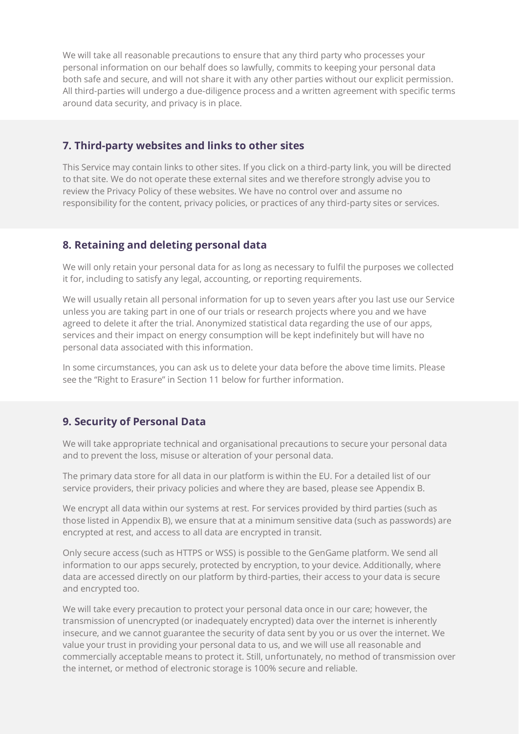We will take all reasonable precautions to ensure that any third party who processes your personal information on our behalf does so lawfully, commits to keeping your personal data both safe and secure, and will not share it with any other parties without our explicit permission. All third-parties will undergo a due-diligence process and a written agreement with specific terms around data security, and privacy is in place.

## 7. Third-party websites and links to other sites

This Service may contain links to other sites. If you click on a third-party link, you will be directed to that site. We do not operate these external sites and we therefore strongly advise you to review the Privacy Policy of these websites. We have no control over and assume no responsibility for the content, privacy policies, or practices of any third-party sites or services.

## 8. Retaining and deleting personal data

We will only retain your personal data for as long as necessary to fulfil the purposes we collected it for, including to satisfy any legal, accounting, or reporting requirements.

We will usually retain all personal information for up to seven years after you last use our Service unless you are taking part in one of our trials or research projects where you and we have agreed to delete it after the trial. Anonymized statistical data regarding the use of our apps, services and their impact on energy consumption will be kept indefinitely but will have no personal data associated with this information.

In some circumstances, you can ask us to delete your data before the above time limits. Please see the "Right to Erasure" in Section 11 below for further information.

## 9. Security of Personal Data

We will take appropriate technical and organisational precautions to secure your personal data and to prevent the loss, misuse or alteration of your personal data.

The primary data store for all data in our platform is within the EU. For a detailed list of our service providers, their privacy policies and where they are based, please see Appendix B.

We encrypt all data within our systems at rest. For services provided by third parties (such as those listed in Appendix B), we ensure that at a minimum sensitive data (such as passwords) are encrypted at rest, and access to all data are encrypted in transit.

Only secure access (such as HTTPS or WSS) is possible to the GenGame platform. We send all information to our apps securely, protected by encryption, to your device. Additionally, where data are accessed directly on our platform by third-parties, their access to your data is secure and encrypted too.

We will take every precaution to protect your personal data once in our care; however, the transmission of unencrypted (or inadequately encrypted) data over the internet is inherently insecure, and we cannot guarantee the security of data sent by you or us over the internet. We value your trust in providing your personal data to us, and we will use all reasonable and commercially acceptable means to protect it. Still, unfortunately, no method of transmission over the internet, or method of electronic storage is 100% secure and reliable.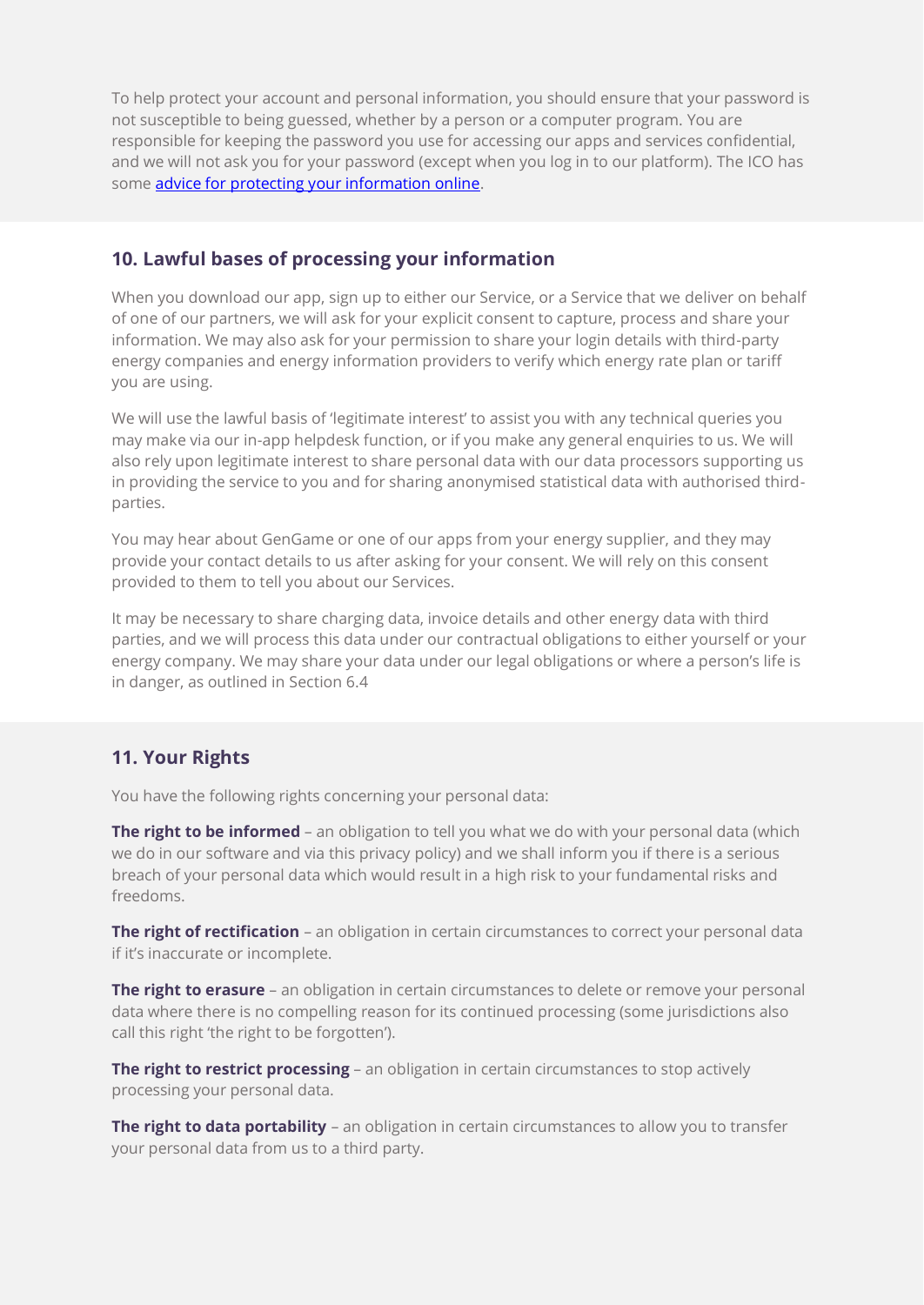To help protect your account and personal information, you should ensure that your password is not susceptible to being guessed, whether by a person or a computer program. You are responsible for keeping the password you use for accessing our apps and services confidential, and we will not ask you for your password (except when you log in to our platform). The ICO has some [advice for protecting your information online](#).

## 10. Lawful bases of processing your information

When you download our app, sign up to either our Service, or a Service that we deliver on behalf of one of our partners, we will ask for your explicit consent to capture, process and share your information. We may also ask for your permission to share your login details with third-party energy companies and energy information providers to verify which energy rate plan or tariff you are using.

We will use the lawful basis of 'legitimate interest' to assist you with any technical queries you may make via our in-app helpdesk function, or if you make any general enquiries to us. We will also rely upon legitimate interest to share personal data with our data processors supporting us in providing the service to you and for sharing anonymised statistical data with authorised third-parties.

You may hear about GenGame or one of our apps from your energy supplier, and they may provide your contact details to us after asking for your consent. We will rely on this consent provided to them to tell you about our Services.

It may be necessary to share charging data, invoice details and other energy data with third parties, and we will process this data under our contractual obligations to either yourself or your energy company. We may share your data under our legal obligations or where a person's life is in danger, as outlined in Section 6.4

## 11. Your Rights

You have the following rights concerning your personal data:

**The right to be informed** – an obligation to tell you what we do with your personal data (which we do in our software and via this privacy policy) and we shall inform you if there is a serious breach of your personal data which would result in a high risk to your fundamental risks and freedoms.

**The right of rectification** – an obligation in certain circumstances to correct your personal data if it's inaccurate or incomplete.

**The right to erasure** – an obligation in certain circumstances to delete or remove your personal data where there is no compelling reason for its continued processing (some jurisdictions also call this right 'the right to be forgotten').

**The right to restrict processing** – an obligation in certain circumstances to stop actively processing your personal data.

**The right to data portability** – an obligation in certain circumstances to allow you to transfer your personal data from us to a third party.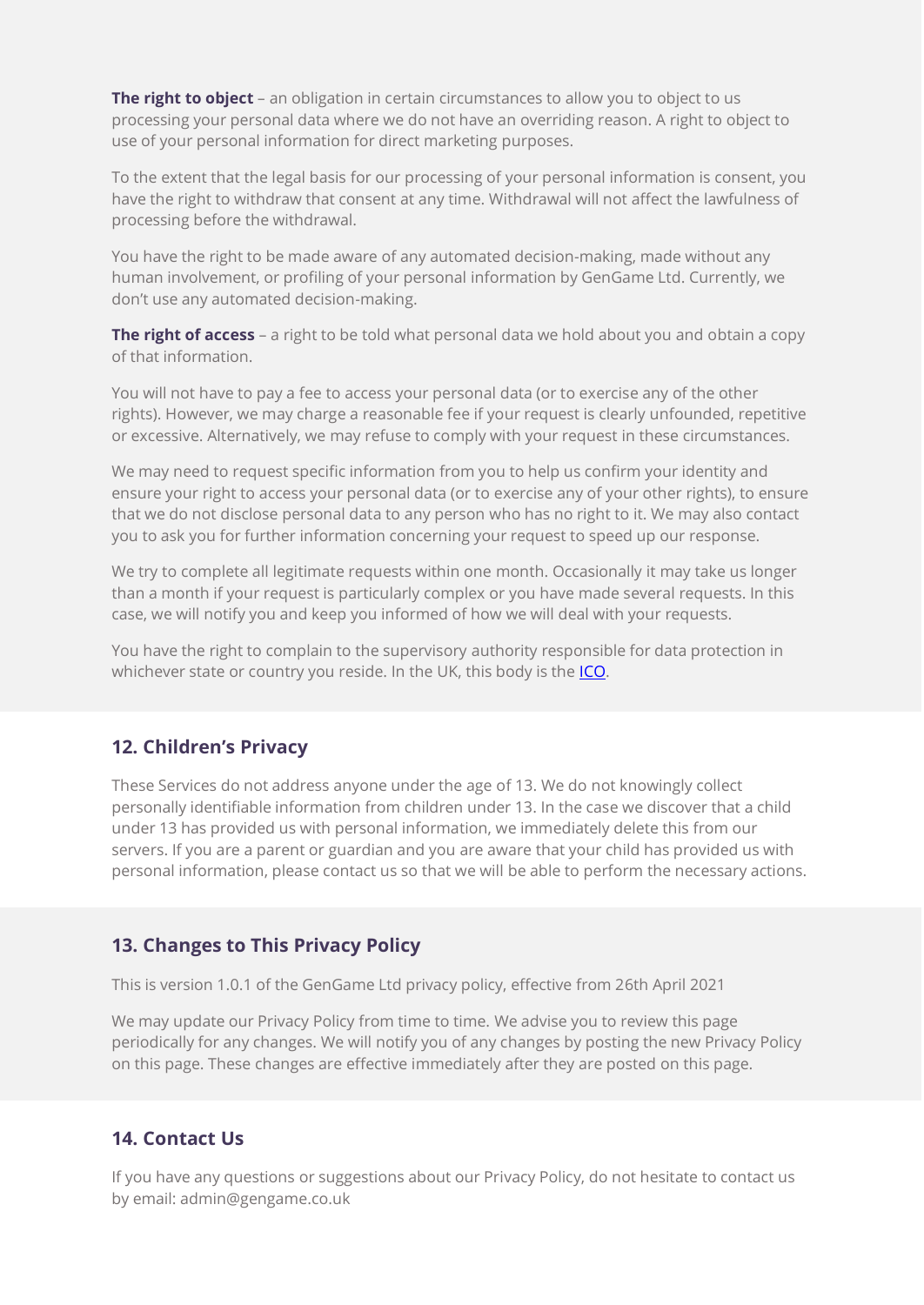**The right to object** – an obligation in certain circumstances to allow you to object to us processing your personal data where we do not have an overriding reason. A right to object to use of your personal information for direct marketing purposes.

To the extent that the legal basis for our processing of your personal information is consent, you have the right to withdraw that consent at any time. Withdrawal will not affect the lawfulness of processing before the withdrawal.

You have the right to be made aware of any automated decision-making, made without any human involvement, or profiling of your personal information by GenGame Ltd. Currently, we don't use any automated decision-making.

**The right of access** – a right to be told what personal data we hold about you and obtain a copy of that information.

You will not have to pay a fee to access your personal data (or to exercise any of the other rights). However, we may charge a reasonable fee if your request is clearly unfounded, repetitive or excessive. Alternatively, we may refuse to comply with your request in these circumstances.

We may need to request specific information from you to help us confirm your identity and ensure your right to access your personal data (or to exercise any of your other rights), to ensure that we do not disclose personal data to any person who has no right to it. We may also contact you to ask you for further information concerning your request to speed up our response.

We try to complete all legitimate requests within one month. Occasionally it may take us longer than a month if your request is particularly complex or you have made several requests. In this case, we will notify you and keep you informed of how we will deal with your requests.

You have the right to complain to the supervisory authority responsible for data protection in whichever state or country you reside. In the UK, this body is the ICO.

## 12. Children's Privacy

These Services do not address anyone under the age of 13. We do not knowingly collect personally identifiable information from children under 13. In the case we discover that a child under 13 has provided us with personal information, we immediately delete this from our servers. If you are a parent or guardian and you are aware that your child has provided us with personal information, please contact us so that we will be able to perform the necessary actions.

## 13. Changes to This Privacy Policy

This is version 1.0.1 of the GenGame Ltd privacy policy, effective from 26th April 2021

We may update our Privacy Policy from time to time. We advise you to review this page periodically for any changes. We will notify you of any changes by posting the new Privacy Policy on this page. These changes are effective immediately after they are posted on this page.

## 14. Contact Us

If you have any questions or suggestions about our Privacy Policy, do not hesitate to contact us by email: admin@gengame.co.uk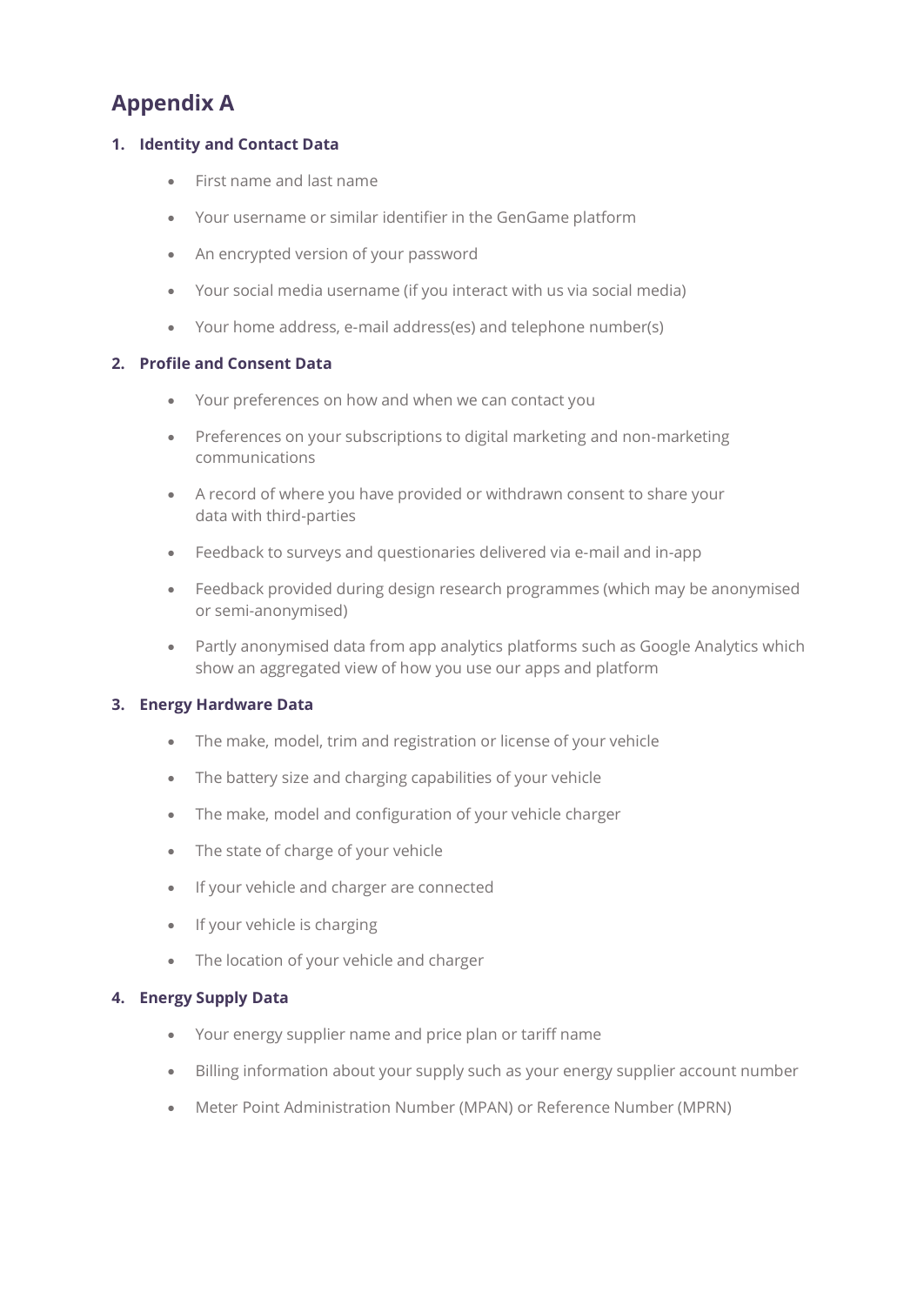# Appendix A

1. **Identity and Contact Data**

   - First name and last name
   - Your username or similar identifier in the GenGame platform
   - An encrypted version of your password
   - Your social media username (if you interact with us via social media)
   - Your home address, e-mail address(es) and telephone number(s)

2. **Profile and Consent Data**

   - Your preferences on how and when we can contact you
   - Preferences on your subscriptions to digital marketing and non-marketing communications
   - A record of where you have provided or withdrawn consent to share your data with third-parties
   - Feedback to surveys and questionaries delivered via e-mail and in-app
   - Feedback provided during design research programmes (which may be anonymised or semi-anonymised)
   - Partly anonymised data from app analytics platforms such as Google Analytics which show an aggregated view of how you use our apps and platform

3. **Energy Hardware Data**

   - The make, model, trim and registration or license of your vehicle
   - The battery size and charging capabilities of your vehicle
   - The make, model and configuration of your vehicle charger
   - The state of charge of your vehicle
   - If your vehicle and charger are connected
   - If your vehicle is charging
   - The location of your vehicle and charger

4. **Energy Supply Data**

   - Your energy supplier name and price plan or tariff name
   - Billing information about your supply such as your energy supplier account number
   - Meter Point Administration Number (MPAN) or Reference Number (MPRN)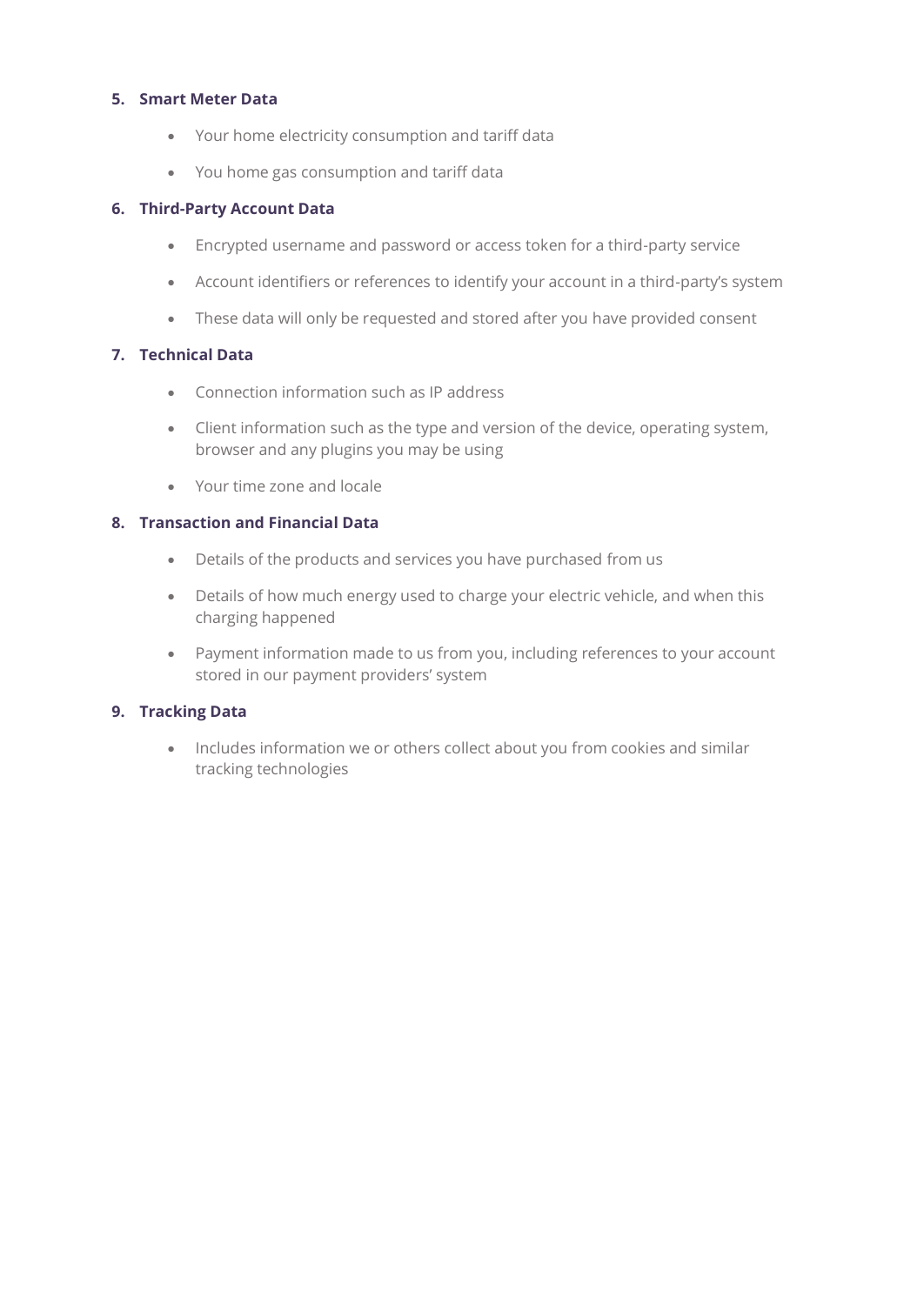5. **Smart Meter Data**

    - Your home electricity consumption and tariff data
    - You home gas consumption and tariff data

6. **Third-Party Account Data**

    - Encrypted username and password or access token for a third-party service
    - Account identifiers or references to identify your account in a third-party's system
    - These data will only be requested and stored after you have provided consent

7. **Technical Data**

    - Connection information such as IP address
    - Client information such as the type and version of the device, operating system, browser and any plugins you may be using
    - Your time zone and locale

8. **Transaction and Financial Data**

    - Details of the products and services you have purchased from us
    - Details of how much energy used to charge your electric vehicle, and when this charging happened
    - Payment information made to us from you, including references to your account stored in our payment providers' system

9. **Tracking Data**

    - Includes information we or others collect about you from cookies and similar tracking technologies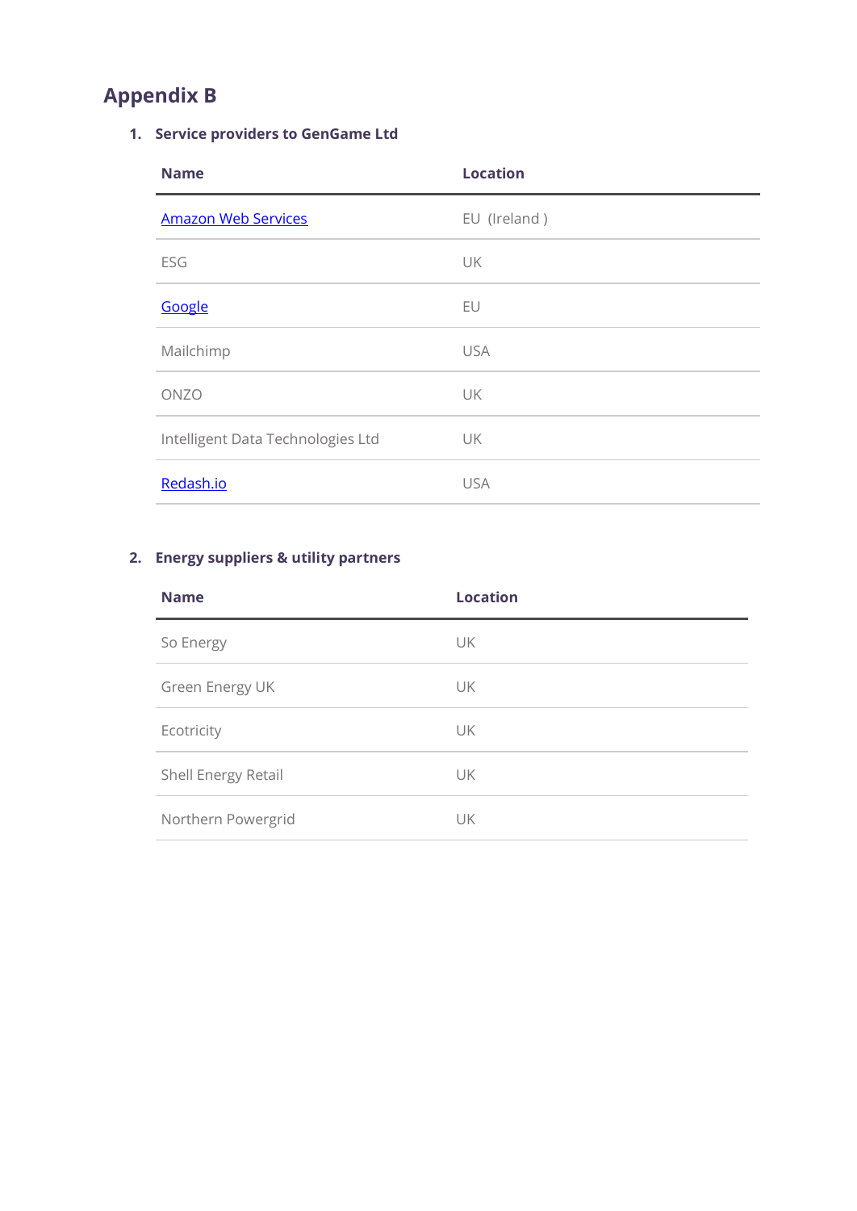# Appendix B

1. **Service providers to GenGame Ltd**

| Name | Location |
|---|---|
| Amazon Web Services | EU (Ireland ) |
| ESG | UK |
| Google | EU |
| Mailchimp | USA |
| ONZO | UK |
| Intelligent Data Technologies Ltd | UK |
| Redash.io | USA |

2. **Energy suppliers & utility partners**

| Name | Location |
|---|---|
| So Energy | UK |
| Green Energy UK | UK |
| Ecotricity | UK |
| Shell Energy Retail | UK |
| Northern Powergrid | UK |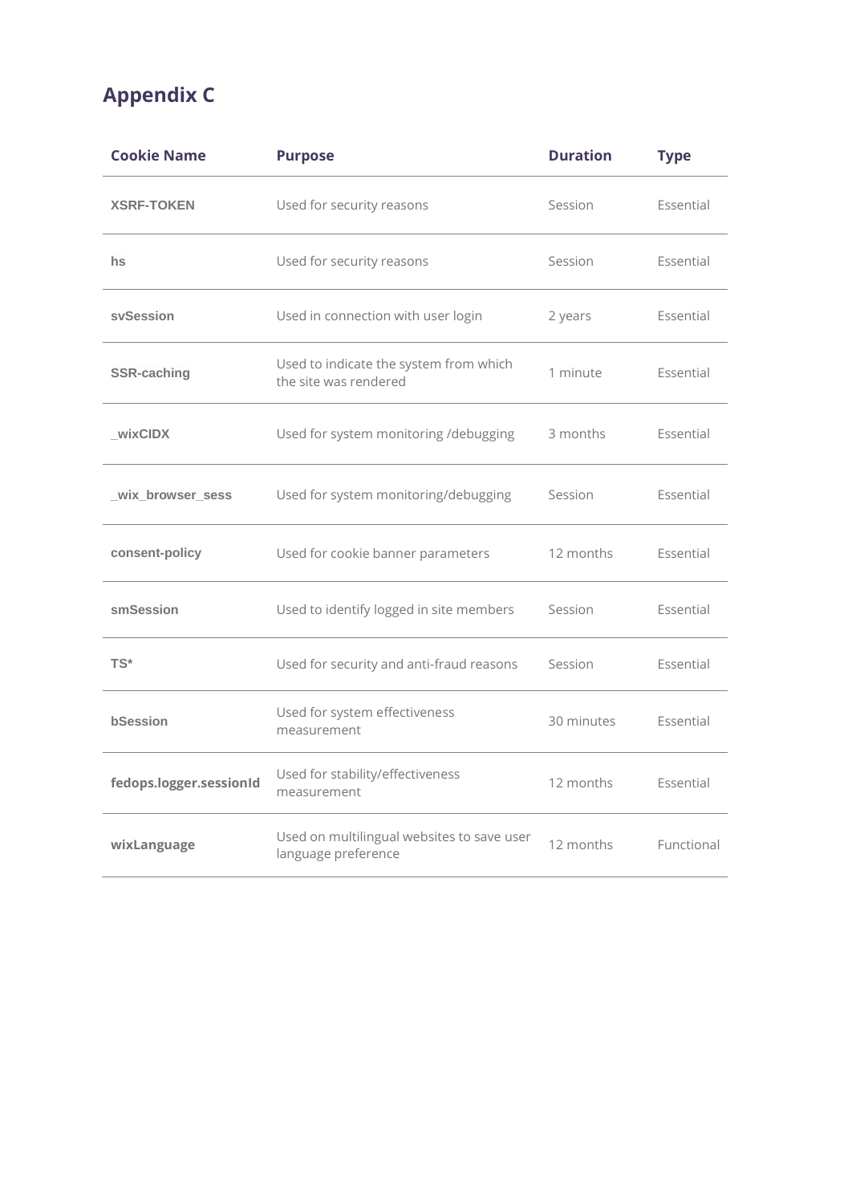## Appendix C

| Cookie Name | Purpose | Duration | Type |
|---|---|---|---|
| XSRF-TOKEN | Used for security reasons | Session | Essential |
| hs | Used for security reasons | Session | Essential |
| svSession | Used in connection with user login | 2 years | Essential |
| SSR-caching | Used to indicate the system from which the site was rendered | 1 minute | Essential |
| _wixCIDX | Used for system monitoring /debugging | 3 months | Essential |
| _wix_browser_sess | Used for system monitoring/debugging | Session | Essential |
| consent-policy | Used for cookie banner parameters | 12 months | Essential |
| smSession | Used to identify logged in site members | Session | Essential |
| TS* | Used for security and anti-fraud reasons | Session | Essential |
| bSession | Used for system effectiveness measurement | 30 minutes | Essential |
| fedops.logger.sessionId | Used for stability/effectiveness measurement | 12 months | Essential |
| wixLanguage | Used on multilingual websites to save user language preference | 12 months | Functional |